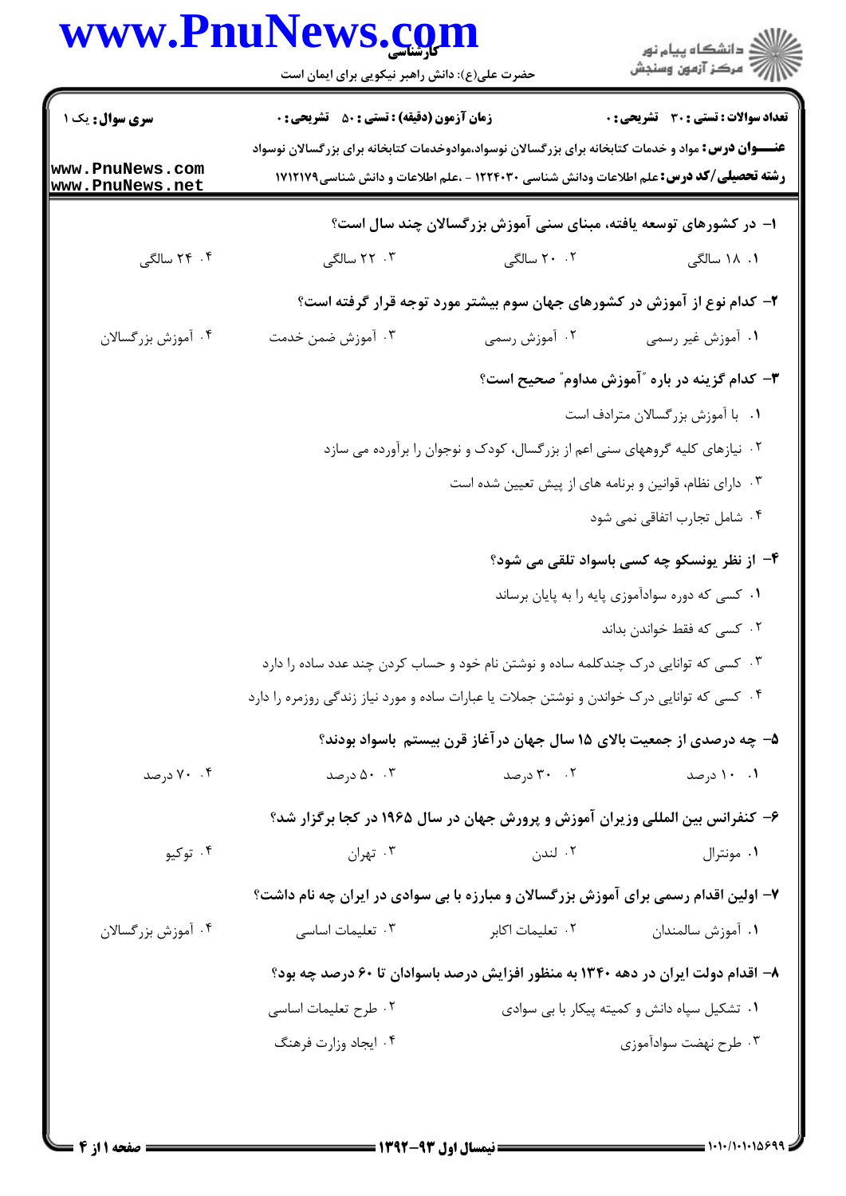**سری سوال:** یک ۱

**زمان آزمون (دقیقه) : تستی : ۵۰ تشریحی : ۰**

**تعداد سوالات : تستی : ۳۰ تشریحی : ۰**

**عنـــوان درس:** مواد و خدمات کتابخانه برای بزرگسالان نوسواد،موادوخدمات کتابخانه برای بزرگسالان نوسواد

**رشته تحصیلی/کد درس:** علم اطلاعات ودانش شناسی ۱۲۲۴۰۳۰ - ،علم اطلاعات و دانش شناسی۱۷۱۲۱۷۹

**۱- در کشورهای توسعه یافته، مبنای سنی آموزش بزرگسالان چند سال است؟**

۱. ۱۸ سالگی
۲. ۲۰ سالگی
۳. ۲۲ سالگی
۴. ۲۴ سالگی

**۲- کدام نوع از آموزش در کشورهای جهان سوم بیشتر مورد توجه قرار گرفته است؟**

۱. آموزش غیر رسمی
۲. آموزش رسمی
۳. آموزش ضمن خدمت
۴. آموزش بزرگسالان

**۳- کدام گزینه در باره "آموزش مداوم" صحیح است؟**

۱. با آموزش بزرگسالان مترادف است
۲. نیازهای کلیه گروههای سنی اعم از بزرگسال، کودک و نوجوان را برآورده می سازد
۳. دارای نظام، قوانین و برنامه های از پیش تعیین شده است
۴. شامل تجارب اتفاقی نمی شود

**۴- از نظر یونسکو چه کسی باسواد تلقی می شود؟**

۱. کسی که دوره سوادآموزی پایه را به پایان برساند
۲. کسی که فقط خواندن بداند
۳. کسی که توانایی درک چندکلمه ساده و نوشتن نام خود و حساب کردن چند عدد ساده را دارد
۴. کسی که توانایی درک خواندن و نوشتن جملات یا عبارات ساده و مورد نیاز زندگی روزمره را دارد

**۵- چه درصدی از جمعیت بالای ۱۵ سال جهان درآغاز قرن بیستم باسواد بودند؟**

۱. ۱۰ درصد
۲. ۳۰ درصد
۳. ۵۰ درصد
۴. ۷۰ درصد

**۶- کنفرانس بین المللی وزیران آموزش و پرورش جهان در سال ۱۹۶۵ در کجا برگزار شد؟**

۱. مونترال
۲. لندن
۳. تهران
۴. توکیو

**۷- اولین اقدام رسمی برای آموزش بزرگسالان و مبارزه با بی سوادی در ایران چه نام داشت؟**

۱. آموزش سالمندان
۲. تعلیمات اکابر
۳. تعلیمات اساسی
۴. آموزش بزرگسالان

**۸- اقدام دولت ایران در دهه ۱۳۴۰ به منظور افزایش درصد باسوادان تا ۶۰ درصد چه بود؟**

۱. تشکیل سپاه دانش و کمیته پیکار با بی سوادی
۲. طرح تعلیمات اساسی
۳. طرح نهضت سوادآموزی
۴. ایجاد وزارت فرهنگ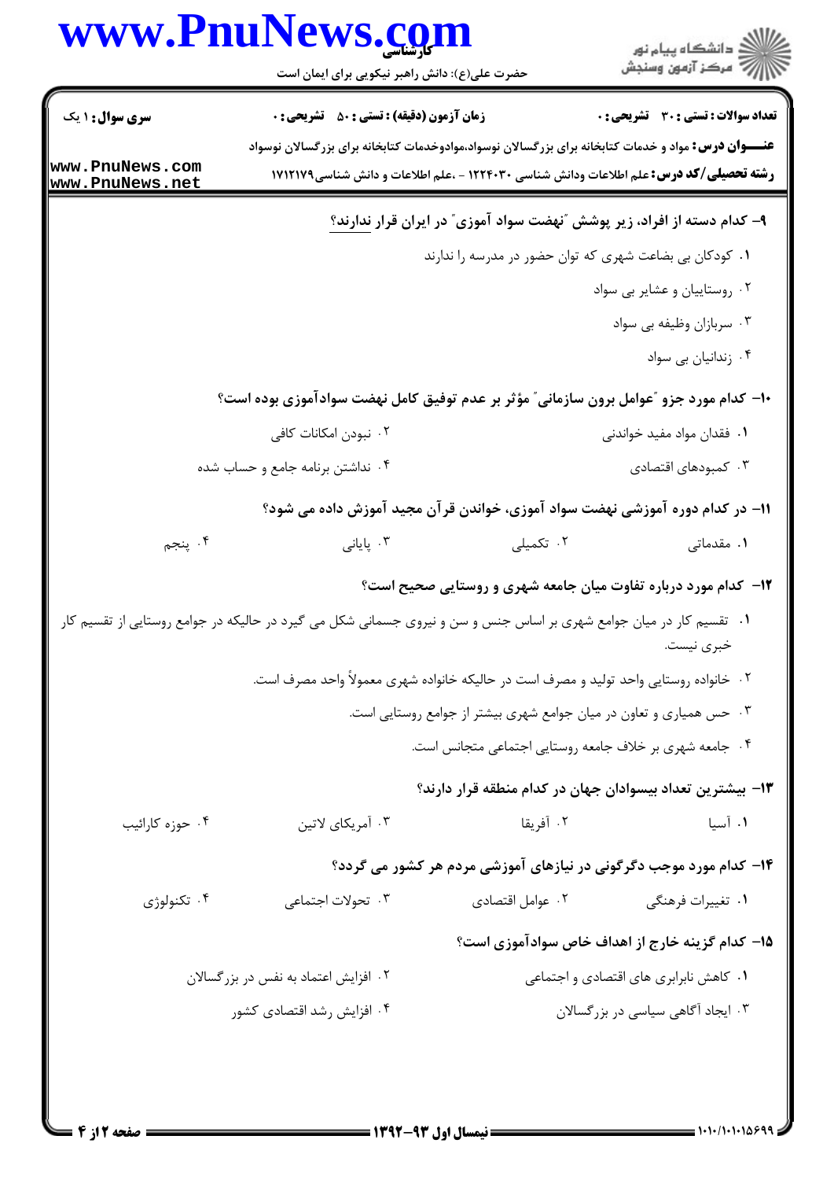**سری سؤال:** ۱ یک

**زمان آزمون (دقیقه) : تستی : ۵۰ تشریحی : ۰**

**تعداد سوالات : تستی : ۳۰ تشریحی : ۰**

**عنـــوان درس:** مواد و خدمات کتابخانه برای بزرگسالان نوسواد،موادوخدمات کتابخانه برای بزرگسالان نوسواد

**رشته تحصیلی/کد درس:** علم اطلاعات ودانش شناسی ۱۲۲۴۰۳۰ - ،علم اطلاعات و دانش شناسی ۱۷۱۲۱۷۹

**۹- کدام دسته از افراد، زیر پوشش "نهضت سواد آموزی" در ایران قرار ندارند؟**

۱. کودکان بی بضاعت شهری که توان حضور در مدرسه را ندارند

۲. روستاییان و عشایر بی سواد

۳. سربازان وظیفه بی سواد

۴. زندانیان بی سواد

**۱۰- کدام مورد جزو "عوامل برون سازمانی" مؤثر بر عدم توفیق کامل نهضت سوادآموزی بوده است؟**

۱. فقدان مواد مفید خواندنی

۲. نبودن امکانات کافی

۳. کمبودهای اقتصادی

۴. نداشتن برنامه جامع و حساب شده

**۱۱- در کدام دوره آموزشی نهضت سواد آموزی، خواندن قرآن مجید آموزش داده می شود؟**

۱. مقدماتی

۲. تکمیلی

۳. پایانی

۴. پنجم

**۱۲- کدام مورد درباره تفاوت میان جامعه شهری و روستایی صحیح است؟**

۱. تقسیم کار در میان جوامع شهری بر اساس جنس و سن و نیروی جسمانی شکل می گیرد در حالیکه در جوامع روستایی از تقسیم کار خبری نیست.

۲. خانواده روستایی واحد تولید و مصرف است در حالیکه خانواده شهری معمولاً واحد مصرف است.

۳. حس همیاری و تعاون در میان جوامع شهری بیشتر از جوامع روستایی است.

۴. جامعه شهری بر خلاف جامعه روستایی اجتماعی متجانس است.

**۱۳- بیشترین تعداد بیسوادان جهان در کدام منطقه قرار دارند؟**

۱. آسیا

۲. آفریقا

۳. آمریکای لاتین

۴. حوزه کارائیب

**۱۴- کدام مورد موجب دگرگونی در نیازهای آموزشی مردم هر کشور می گردد؟**

۱. تغییرات فرهنگی

۲. عوامل اقتصادی

۳. تحولات اجتماعی

۴. تکنولوژی

**۱۵- کدام گزینه خارج از اهداف خاص سوادآموزی است؟**

۱. کاهش نابرابری های اقتصادی و اجتماعی

۲. افزایش اعتماد به نفس در بزرگسالان

۳. ایجاد آگاهی سیاسی در بزرگسالان

۴. افزایش رشد اقتصادی کشور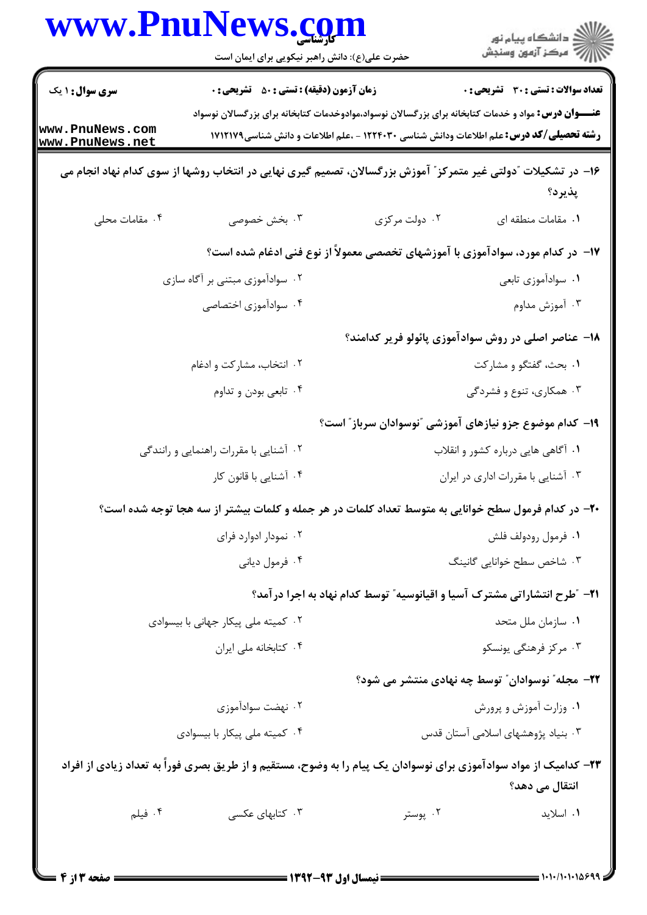**سری سوال:** ۱ یک | **زمان آزمون (دقیقه) : تستی :** ۵۰ **تشریحی :** ۰ | **تعداد سوالات : تستی :** ۳۰ **تشریحی :** ۰

**عنـــوان درس:** مواد و خدمات کتابخانه برای بزرگسالان نوسواد،موادوخدمات کتابخانه برای بزرگسالان نوسواد

**رشته تحصیلی/کد درس:** علم اطلاعات ودانش شناسی ۱۲۲۴۰۳۰ - ،علم اطلاعات و دانش شناسی ۱۷۱۲۱۷۹

۱۶- در تشکیلات "دولتی غیر متمرکز" آموزش بزرگسالان، تصمیم گیری نهایی در انتخاب روشها از سوی کدام نهاد انجام می پذیرد؟

۱. مقامات منطقه ای
۲. دولت مرکزی
۳. بخش خصوصی
۴. مقامات محلی

۱۷- در کدام مورد، سوادآموزی با آموزشهای تخصصی معمولاً از نوع فنی ادغام شده است؟

۱. سوادآموزی تابعی
۲. سوادآموزی مبتنی بر آگاه سازی
۳. آموزش مداوم
۴. سوادآموزی اختصاصی

۱۸- عناصر اصلی در روش سوادآموزی پائولو فریر کدامند؟

۱. بحث، گفتگو و مشارکت
۲. انتخاب، مشارکت و ادغام
۳. همکاری، تنوع و فشردگی
۴. تابعی بودن و تداوم

۱۹- کدام موضوع جزو نیازهای آموزشی "نوسوادان سرباز" است؟

۱. آگاهی هایی درباره کشور و انقلاب
۲. آشنایی با مقررات راهنمایی و رانندگی
۳. آشنایی با مقررات اداری در ایران
۴. آشنایی با قانون کار

۲۰- در کدام فرمول سطح خوانایی به متوسط تعداد کلمات در هر جمله و کلمات بیشتر از سه هجا توجه شده است؟

۱. فرمول رودولف فلش
۲. نمودار ادوارد فرای
۳. شاخص سطح خوانایی گانینگ
۴. فرمول دیانی

۲۱- "طرح انتشاراتی مشترک آسیا و اقیانوسیه" توسط کدام نهاد به اجرا درآمد؟

۱. سازمان ملل متحد
۲. کمیته ملی پیکار جهانی با بیسوادی
۳. مرکز فرهنگی یونسکو
۴. کتابخانه ملی ایران

۲۲- مجله" نوسوادان" توسط چه نهادی منتشر می شود؟

۱. وزارت آموزش و پرورش
۲. نهضت سوادآموزی
۳. بنیاد پژوهشهای اسلامی آستان قدس
۴. کمیته ملی پیکار با بیسوادی

۲۳- کدامیک از مواد سوادآموزی برای نوسوادان یک پیام را به وضوح، مستقیم و از طریق بصری فوراً به تعداد زیادی از افراد انتقال می دهد؟

۱. اسلاید
۲. پوستر
۳. کتابهای عکسی
۴. فیلم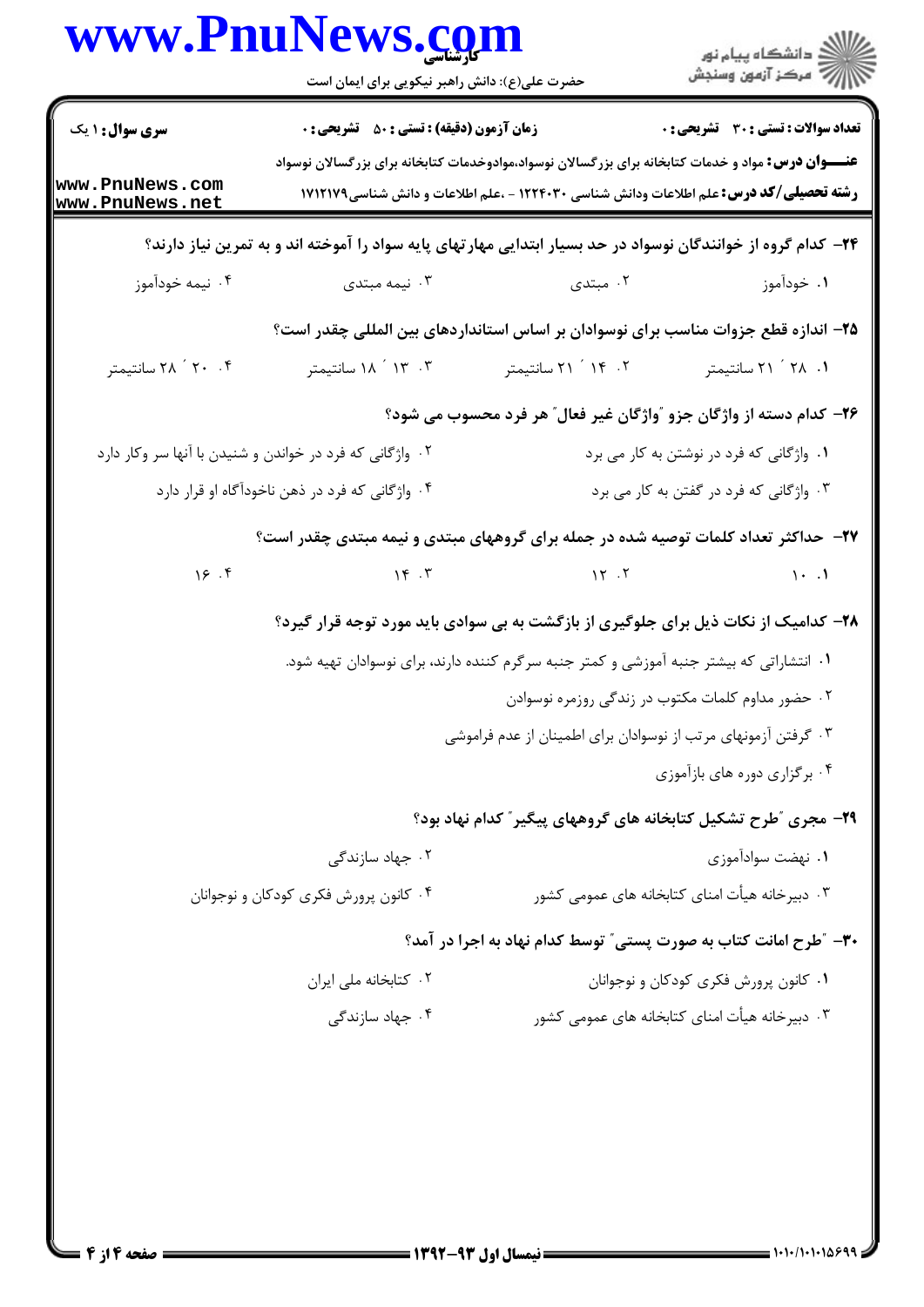۲۴- کدام گروه از خوانندگان نوسواد در حد بسیار ابتدایی مهارتهای پایه سواد را آموخته اند و به تمرین نیاز دارند؟

۱. خودآموز
۲. مبتدی
۳. نیمه مبتدی
۴. نیمه خودآموز

۲۵- اندازه قطع جزوات مناسب برای نوسوادان بر اساس استانداردهای بین المللی چقدر است؟

۱. ۲۸ ´ ۲۱ سانتیمتر
۲. ۱۴ ´ ۲۱ سانتیمتر
۳. ۱۳ ´ ۱۸ سانتیمتر
۴. ۲۰ ´ ۲۸ سانتیمتر

۲۶- کدام دسته از واژگان جزو "واژگان غیر فعال" هر فرد محسوب می شود؟

۱. واژگانی که فرد در نوشتن به کار می برد
۲. واژگانی که فرد در خواندن و شنیدن با آنها سر وکار دارد
۳. واژگانی که فرد در گفتن به کار می برد
۴. واژگانی که فرد در ذهن ناخودآگاه او قرار دارد

۲۷- حداکثر تعداد کلمات توصیه شده در جمله برای گروههای مبتدی و نیمه مبتدی چقدر است؟

۱. ۱۰
۲. ۱۲
۳. ۱۴
۴. ۱۶

۲۸- کدامیک از نکات ذیل برای جلوگیری از بازگشت به بی سوادی باید مورد توجه قرار گیرد؟

۱. انتشاراتی که بیشتر جنبه آموزشی و کمتر جنبه سرگرم کننده دارند، برای نوسوادان تهیه شود.
۲. حضور مداوم کلمات مکتوب در زندگی روزمره نوسوادان
۳. گرفتن آزمونهای مرتب از نوسوادان برای اطمینان از عدم فراموشی
۴. برگزاری دوره های بازآموزی

۲۹- مجری "طرح تشکیل کتابخانه های گروههای پیگیر" کدام نهاد بود؟

۱. نهضت سوادآموزی
۲. جهاد سازندگی
۳. دبیرخانه هیأت امنای کتابخانه های عمومی کشور
۴. کانون پرورش فکری کودکان و نوجوانان

۳۰- "طرح امانت کتاب به صورت پستی" توسط کدام نهاد به اجرا در آمد؟

۱. کانون پرورش فکری کودکان و نوجوانان
۲. کتابخانه ملی ایران
۳. دبیرخانه هیأت امنای کتابخانه های عمومی کشور
۴. جهاد سازندگی